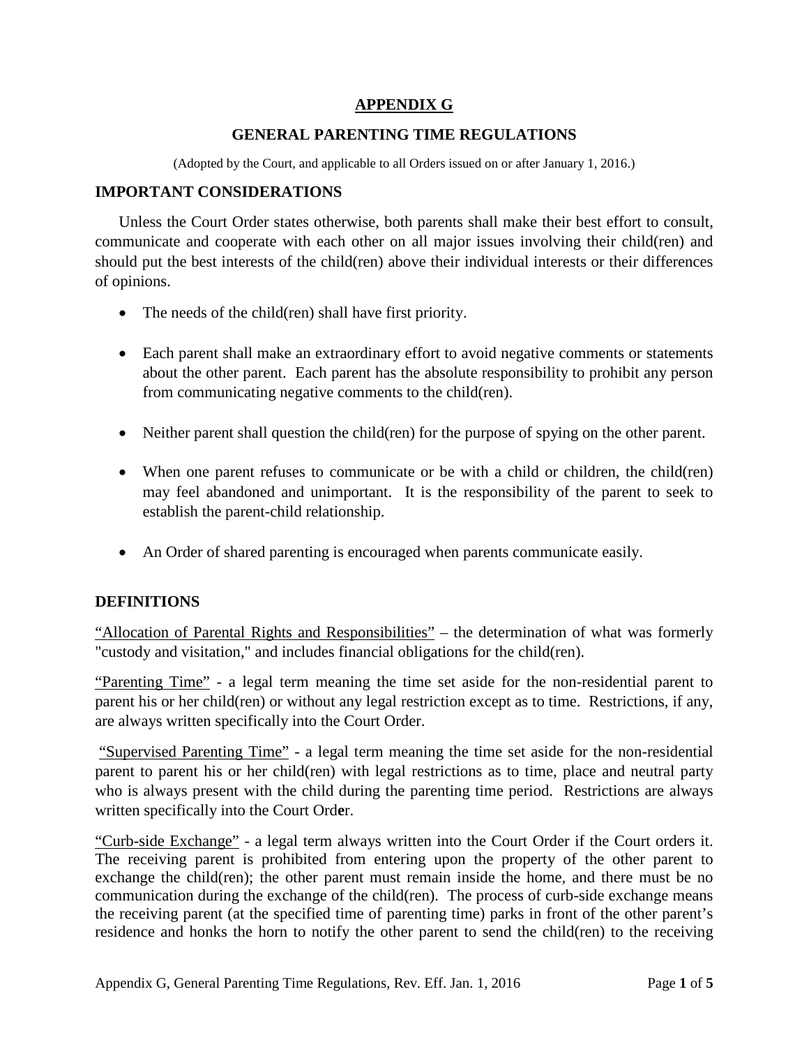# APPENDIX G

## GENERAL PARENTING TIME REGULATIONS

(Adopted by the Court, and applicable to all Orders issued on or after January 1, 2016.)

### IMPORTANT CONSIDERATIONS

Unless the Court Order states otherwise, both parents shall make their best effort to consult, communicate and cooperate with each other on all major issues involving their child(ren) and should put the best interests of the child(ren) above their individual interests or their differences of opinions.

- The needs of the child(ren) shall have first priority.
- Each parent shall make an extraordinary effort to avoid negative comments or statements about the other parent. Each parent has the absolute responsibility to prohibit any person from communicating negative comments to the child(ren).
- Neither parent shall question the child(ren) for the purpose of spying on the other parent.
- When one parent refuses to communicate or be with a child or children, the child(ren) may feel abandoned and unimportant. It is the responsibility of the parent to seek to establish the parent-child relationship.
- An Order of shared parenting is encouraged when parents communicate easily.

### DEFINITIONS

"Allocation of Parental Rights and Responsibilities" – the determination of what was formerly "custody and visitation," and includes financial obligations for the child(ren).

"Parenting Time" - a legal term meaning the time set aside for the non-residential parent to parent his or her child(ren) or without any legal restriction except as to time. Restrictions, if any, are always written specifically into the Court Order.

"Supervised Parenting Time" - a legal term meaning the time set aside for the non-residential parent to parent his or her child(ren) with legal restrictions as to time, place and neutral party who is always present with the child during the parenting time period. Restrictions are always written specifically into the Court Order.

"Curb-side Exchange" - a legal term always written into the Court Order if the Court orders it. The receiving parent is prohibited from entering upon the property of the other parent to exchange the child(ren); the other parent must remain inside the home, and there must be no communication during the exchange of the child(ren). The process of curb-side exchange means the receiving parent (at the specified time of parenting time) parks in front of the other parent's residence and honks the horn to notify the other parent to send the child(ren) to the receiving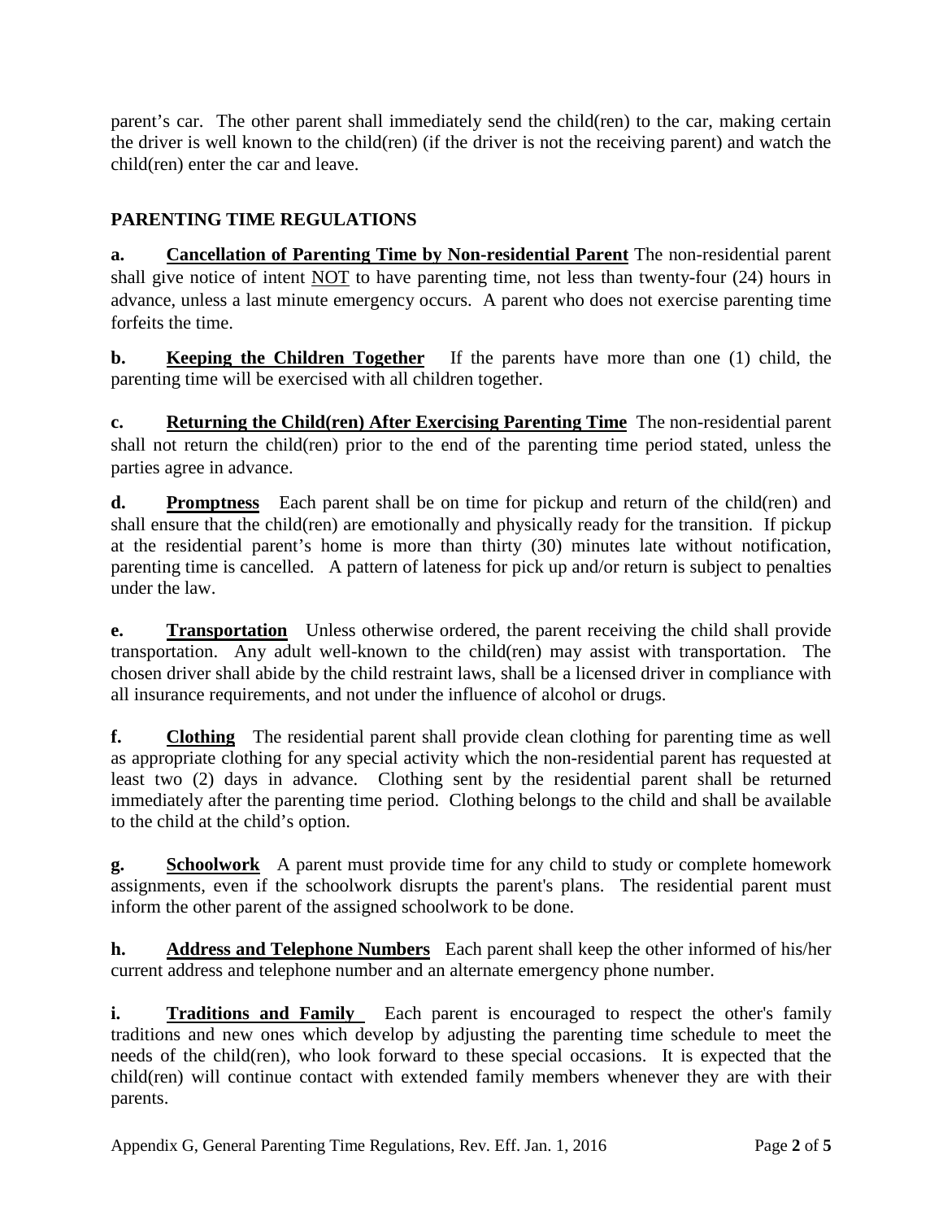parent's car. The other parent shall immediately send the child(ren) to the car, making certain the driver is well known to the child(ren) (if the driver is not the receiving parent) and watch the child(ren) enter the car and leave.

## PARENTING TIME REGULATIONS

**a. Cancellation of Parenting Time by Non-residential Parent** The non-residential parent shall give notice of intent NOT to have parenting time, not less than twenty-four (24) hours in advance, unless a last minute emergency occurs. A parent who does not exercise parenting time forfeits the time.

**b. Keeping the Children Together** If the parents have more than one (1) child, the parenting time will be exercised with all children together.

**c. Returning the Child(ren) After Exercising Parenting Time** The non-residential parent shall not return the child(ren) prior to the end of the parenting time period stated, unless the parties agree in advance.

**d. Promptness** Each parent shall be on time for pickup and return of the child(ren) and shall ensure that the child(ren) are emotionally and physically ready for the transition. If pickup at the residential parent's home is more than thirty (30) minutes late without notification, parenting time is cancelled. A pattern of lateness for pick up and/or return is subject to penalties under the law.

**e. Transportation** Unless otherwise ordered, the parent receiving the child shall provide transportation. Any adult well-known to the child(ren) may assist with transportation. The chosen driver shall abide by the child restraint laws, shall be a licensed driver in compliance with all insurance requirements, and not under the influence of alcohol or drugs.

**f. Clothing** The residential parent shall provide clean clothing for parenting time as well as appropriate clothing for any special activity which the non-residential parent has requested at least two (2) days in advance. Clothing sent by the residential parent shall be returned immediately after the parenting time period. Clothing belongs to the child and shall be available to the child at the child's option.

**g. Schoolwork** A parent must provide time for any child to study or complete homework assignments, even if the schoolwork disrupts the parent's plans. The residential parent must inform the other parent of the assigned schoolwork to be done.

**h. Address and Telephone Numbers** Each parent shall keep the other informed of his/her current address and telephone number and an alternate emergency phone number.

**i. Traditions and Family** Each parent is encouraged to respect the other's family traditions and new ones which develop by adjusting the parenting time schedule to meet the needs of the child(ren), who look forward to these special occasions. It is expected that the child(ren) will continue contact with extended family members whenever they are with their parents.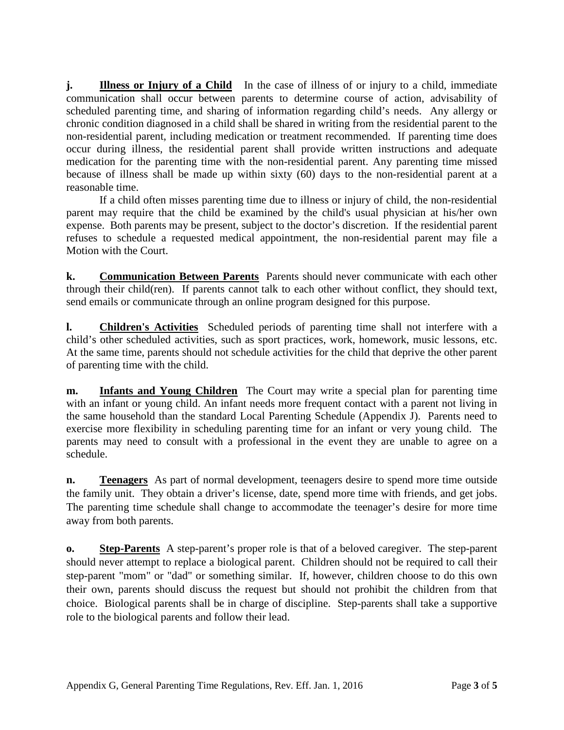**j. Illness or Injury of a Child** In the case of illness of or injury to a child, immediate communication shall occur between parents to determine course of action, advisability of scheduled parenting time, and sharing of information regarding child's needs. Any allergy or chronic condition diagnosed in a child shall be shared in writing from the residential parent to the non-residential parent, including medication or treatment recommended. If parenting time does occur during illness, the residential parent shall provide written instructions and adequate medication for the parenting time with the non-residential parent. Any parenting time missed because of illness shall be made up within sixty (60) days to the non-residential parent at a reasonable time.

If a child often misses parenting time due to illness or injury of child, the non-residential parent may require that the child be examined by the child's usual physician at his/her own expense. Both parents may be present, subject to the doctor's discretion. If the residential parent refuses to schedule a requested medical appointment, the non-residential parent may file a Motion with the Court.

**k. Communication Between Parents** Parents should never communicate with each other through their child(ren). If parents cannot talk to each other without conflict, they should text, send emails or communicate through an online program designed for this purpose.

**l. Children's Activities** Scheduled periods of parenting time shall not interfere with a child's other scheduled activities, such as sport practices, work, homework, music lessons, etc. At the same time, parents should not schedule activities for the child that deprive the other parent of parenting time with the child.

**m. Infants and Young Children** The Court may write a special plan for parenting time with an infant or young child. An infant needs more frequent contact with a parent not living in the same household than the standard Local Parenting Schedule (Appendix J). Parents need to exercise more flexibility in scheduling parenting time for an infant or very young child. The parents may need to consult with a professional in the event they are unable to agree on a schedule.

**n. Teenagers** As part of normal development, teenagers desire to spend more time outside the family unit. They obtain a driver's license, date, spend more time with friends, and get jobs. The parenting time schedule shall change to accommodate the teenager's desire for more time away from both parents.

**o. Step-Parents** A step-parent's proper role is that of a beloved caregiver. The step-parent should never attempt to replace a biological parent. Children should not be required to call their step-parent "mom" or "dad" or something similar. If, however, children choose to do this own their own, parents should discuss the request but should not prohibit the children from that choice. Biological parents shall be in charge of discipline. Step-parents shall take a supportive role to the biological parents and follow their lead.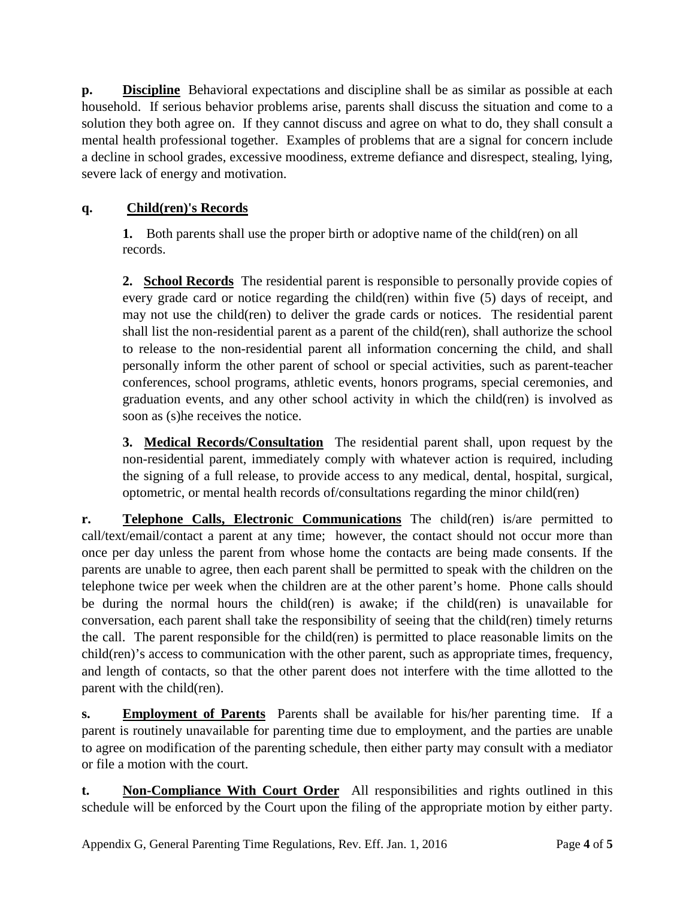**p. <u>Discipline</u>** Behavioral expectations and discipline shall be as similar as possible at each household. If serious behavior problems arise, parents shall discuss the situation and come to a solution they both agree on. If they cannot discuss and agree on what to do, they shall consult a mental health professional together. Examples of problems that are a signal for concern include a decline in school grades, excessive moodiness, extreme defiance and disrespect, stealing, lying, severe lack of energy and motivation.

**q. <u>Child(ren)'s Records</u>**

> **1.** Both parents shall use the proper birth or adoptive name of the child(ren) on all records.
>
> **2. <u>School Records</u>** The residential parent is responsible to personally provide copies of every grade card or notice regarding the child(ren) within five (5) days of receipt, and may not use the child(ren) to deliver the grade cards or notices. The residential parent shall list the non-residential parent as a parent of the child(ren), shall authorize the school to release to the non-residential parent all information concerning the child, and shall personally inform the other parent of school or special activities, such as parent-teacher conferences, school programs, athletic events, honors programs, special ceremonies, and graduation events, and any other school activity in which the child(ren) is involved as soon as (s)he receives the notice.
>
> **3. <u>Medical Records/Consultation</u>** The residential parent shall, upon request by the non-residential parent, immediately comply with whatever action is required, including the signing of a full release, to provide access to any medical, dental, hospital, surgical, optometric, or mental health records of/consultations regarding the minor child(ren)

**r. <u>Telephone Calls, Electronic Communications</u>** The child(ren) is/are permitted to call/text/email/contact a parent at any time; however, the contact should not occur more than once per day unless the parent from whose home the contacts are being made consents. If the parents are unable to agree, then each parent shall be permitted to speak with the children on the telephone twice per week when the children are at the other parent's home. Phone calls should be during the normal hours the child(ren) is awake; if the child(ren) is unavailable for conversation, each parent shall take the responsibility of seeing that the child(ren) timely returns the call. The parent responsible for the child(ren) is permitted to place reasonable limits on the child(ren)'s access to communication with the other parent, such as appropriate times, frequency, and length of contacts, so that the other parent does not interfere with the time allotted to the parent with the child(ren).

**s. <u>Employment of Parents</u>** Parents shall be available for his/her parenting time. If a parent is routinely unavailable for parenting time due to employment, and the parties are unable to agree on modification of the parenting schedule, then either party may consult with a mediator or file a motion with the court.

**t. <u>Non-Compliance With Court Order</u>** All responsibilities and rights outlined in this schedule will be enforced by the Court upon the filing of the appropriate motion by either party.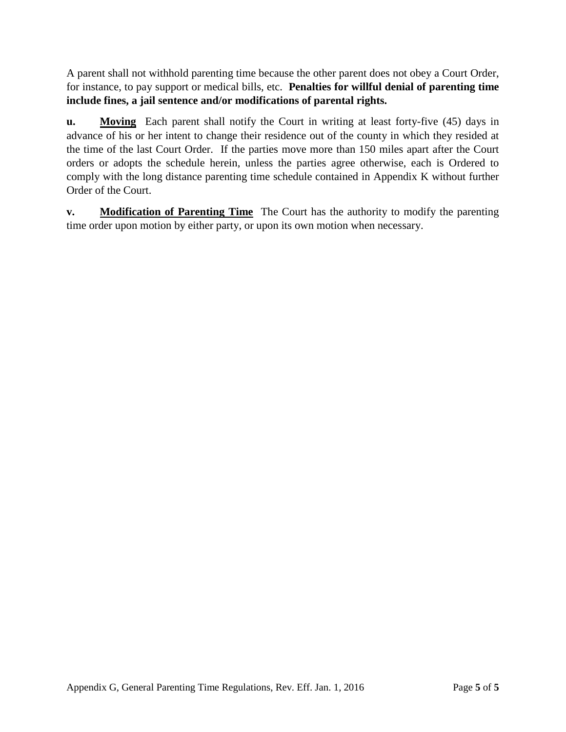A parent shall not withhold parenting time because the other parent does not obey a Court Order, for instance, to pay support or medical bills, etc. **Penalties for willful denial of parenting time include fines, a jail sentence and/or modifications of parental rights.**

**u. <u>Moving</u>** Each parent shall notify the Court in writing at least forty-five (45) days in advance of his or her intent to change their residence out of the county in which they resided at the time of the last Court Order. If the parties move more than 150 miles apart after the Court orders or adopts the schedule herein, unless the parties agree otherwise, each is Ordered to comply with the long distance parenting time schedule contained in Appendix K without further Order of the Court.

**v. <u>Modification of Parenting Time</u>** The Court has the authority to modify the parenting time order upon motion by either party, or upon its own motion when necessary.